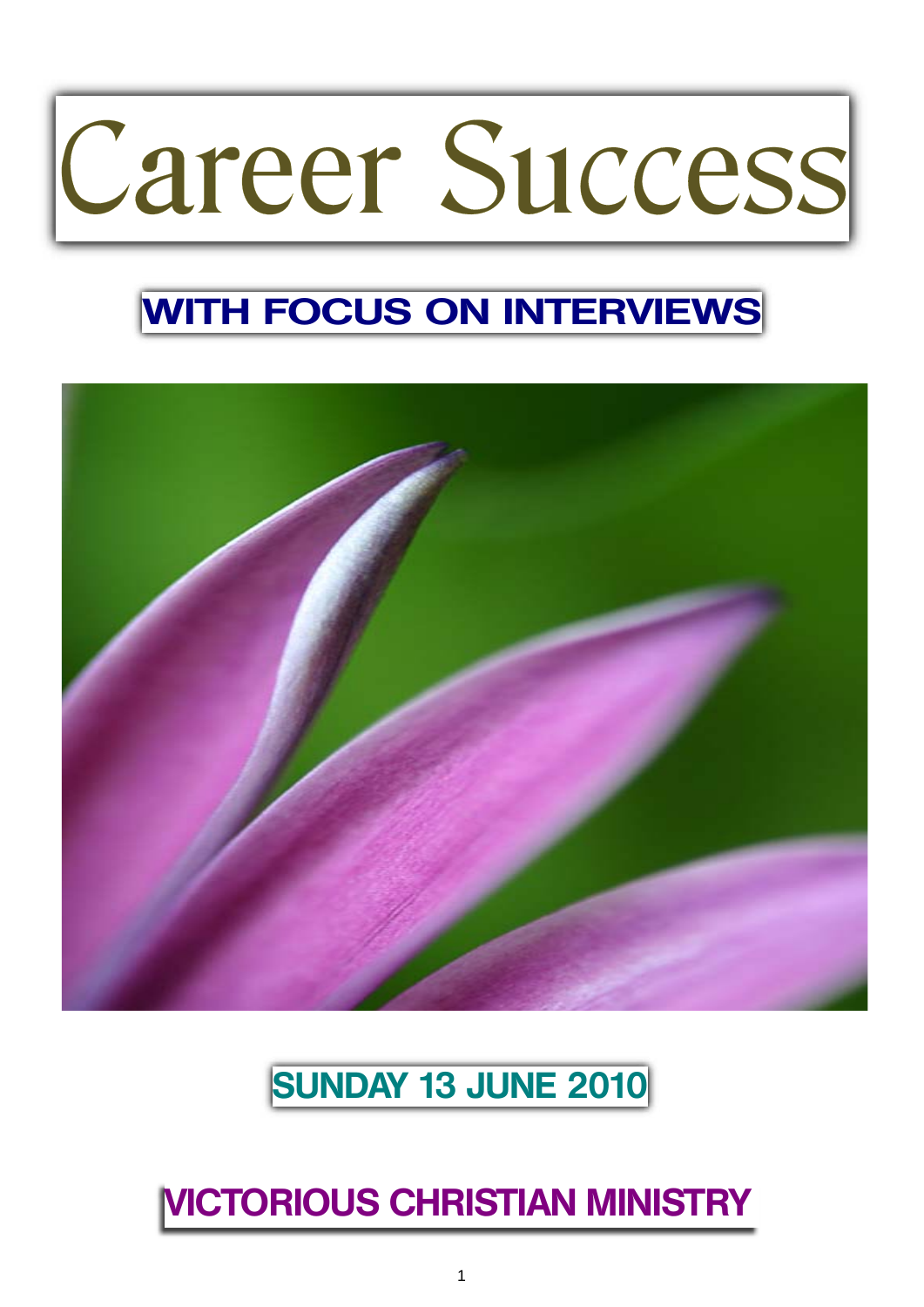# Career Success

## WITH FOCUS ON INTERVIEWS

**SUNDAY 13 JUNE 2010**

**VICTORIOUS CHRISTIAN MINISTRY**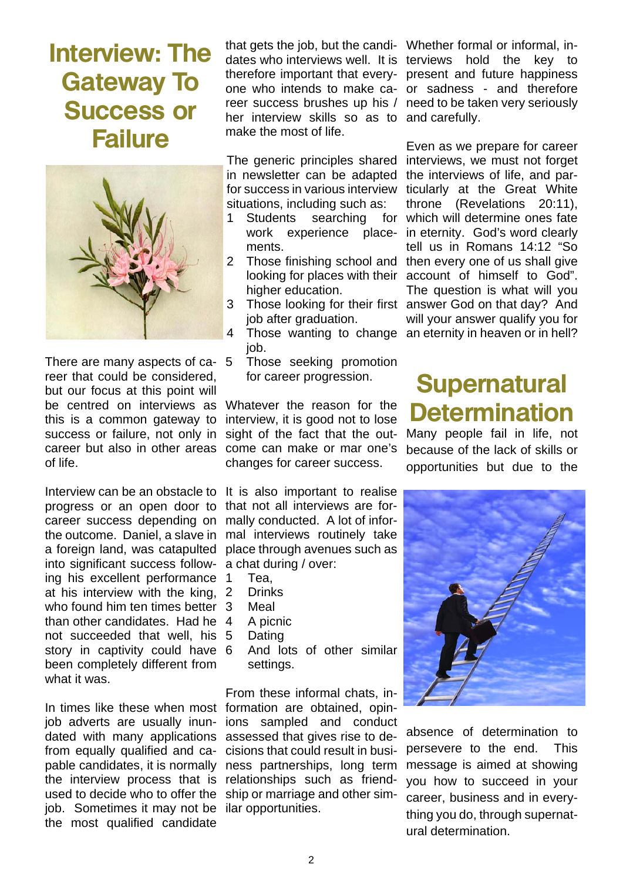# Interview: The Gateway To Success or Failure

There are many aspects of career that could be considered, but our focus at this point will be centred on interviews as this is a common gateway to success or failure, not only in career but also in other areas of life.

Interview can be an obstacle to progress or an open door to career success depending on the outcome. Daniel, a slave in a foreign land, was catapulted into significant success following his excellent performance at his interview with the king, who found him ten times better than other candidates. Had he not succeeded that well, his story in captivity could have been completely different from what it was.

In times like these when most job adverts are usually inundated with many applications from equally qualified and capable candidates, it is normally the interview process that is used to decide who to offer the job. Sometimes it may not be the most qualified candidate that gets the job, but the candidates who interviews well. It is therefore important that everyone who intends to make career success brushes up his / her interview skills so as to make the most of life.

The generic principles shared in newsletter can be adapted for success in various interview situations, including such as:

1. Students searching for work experience placements.
2. Those finishing school and looking for places with their higher education.
3. Those looking for their first job after graduation.
4. Those wanting to change job.
5. Those seeking promotion for career progression.

Whatever the reason for the interview, it is good not to lose sight of the fact that the outcome can make or mar one's changes for career success.

It is also important to realise that not all interviews are formally conducted. A lot of informal interviews routinely take place through avenues such as a chat during / over:

1. Tea,
2. Drinks
3. Meal
4. A picnic
5. Dating
6. And lots of other similar settings.

From these informal chats, information are obtained, opinions sampled and conduct assessed that gives rise to decisions that could result in business partnerships, long term relationships such as friendship or marriage and other similar opportunities.

Whether formal or informal, interviews hold the key to present and future happiness or sadness - and therefore need to be taken very seriously and carefully.

Even as we prepare for career interviews, we must not forget the interviews of life, and particularly at the Great White throne (Revelations 20:11), which will determine ones fate in eternity. God's word clearly tell us in Romans 14:12 "So then every one of us shall give account of himself to God". The question is what will you answer God on that day? And will your answer qualify you for an eternity in heaven or in hell?

# Supernatural Determination

Many people fail in life, not because of the lack of skills or opportunities but due to the absence of determination to persevere to the end. This message is aimed at showing you how to succeed in your career, business and in everything you do, through supernatural determination.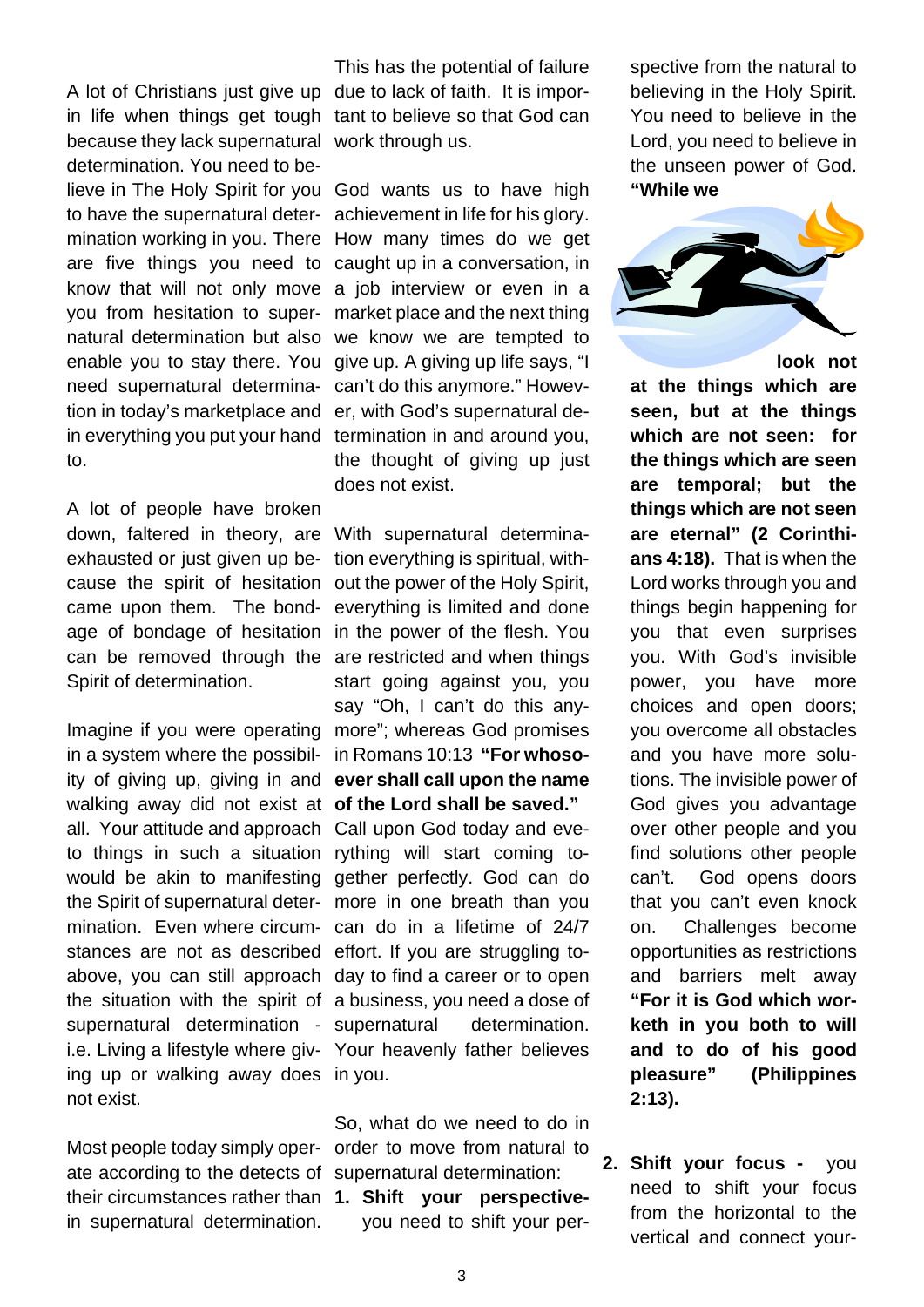A lot of Christians just give up in life when things get tough because they lack supernatural determination. You need to believe in The Holy Spirit for you to have the supernatural determination working in you. There are five things you need to know that will not only move you from hesitation to supernatural determination but also enable you to stay there. You need supernatural determination in today's marketplace and in everything you put your hand to.

A lot of people have broken down, faltered in theory, are exhausted or just given up because the spirit of hesitation came upon them. The bondage of bondage of hesitation can be removed through the Spirit of determination.

Imagine if you were operating in a system where the possibility of giving up, giving in and walking away did not exist at all. Your attitude and approach to things in such a situation would be akin to manifesting the Spirit of supernatural determination. Even where circumstances are not as described above, you can still approach the situation with the spirit of supernatural determination - i.e. Living a lifestyle where giving up or walking away does not exist.

Most people today simply operate according to the detects of their circumstances rather than in supernatural determination. This has the potential of failure due to lack of faith. It is important to believe so that God can work through us.

God wants us to have high achievement in life for his glory. How many times do we get caught up in a conversation, in a job interview or even in a market place and the next thing we know we are tempted to give up. A giving up life says, "I can't do this anymore." However, with God's supernatural determination in and around you, the thought of giving up just does not exist.

With supernatural determination everything is spiritual, without the power of the Holy Spirit, everything is limited and done in the power of the flesh. You are restricted and when things start going against you, you say "Oh, I can't do this anymore"; whereas God promises in Romans 10:13 **"For whosoever shall call upon the name of the Lord shall be saved."** Call upon God today and everything will start coming together perfectly. God can do more in one breath than you can do in a lifetime of 24/7 effort. If you are struggling today to find a career or to open a business, you need a dose of supernatural determination. Your heavenly father believes in you.

So, what do we need to do in order to move from natural to supernatural determination:

1. **Shift your perspective-** you need to shift your perspective from the natural to believing in the Holy Spirit. You need to believe in the Lord, you need to believe in the unseen power of God. **"While we look not at the things which are seen, but at the things which are not seen: for the things which are seen are temporal; but the things which are not seen are eternal" (2 Corinthians 4:18).** That is when the Lord works through you and things begin happening for you that even surprises you. With God's invisible power, you have more choices and open doors; you overcome all obstacles and you have more solutions. The invisible power of God gives you advantage over other people and you find solutions other people can't. God opens doors that you can't even knock on. Challenges become opportunities as restrictions and barriers melt away **"For it is God which worketh in you both to will and to do of his good pleasure" (Philippines 2:13).**

2. **Shift your focus -** you need to shift your focus from the horizontal to the vertical and connect your-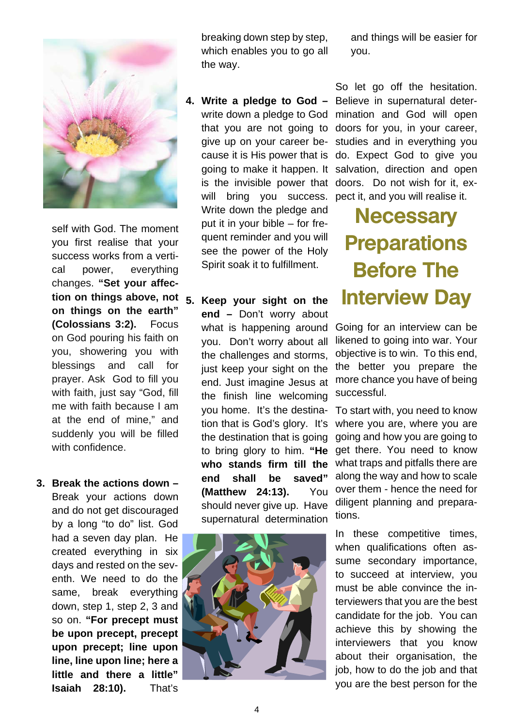self with God. The moment you first realise that your success works from a vertical power, everything changes. **"Set your affection on things above, not on things on the earth" (Colossians 3:2).** Focus on God pouring his faith on you, showering you with blessings and call for prayer. Ask God to fill you with faith, just say "God, fill me with faith because I am at the end of mine," and suddenly you will be filled with confidence.

3. **Break the actions down –** Break your actions down and do not get discouraged by a long "to do" list. God had a seven day plan. He created everything in six days and rested on the seventh. We need to do the same, break everything down, step 1, step 2, 3 and so on. **"For precept must be upon precept, precept upon precept; line upon line, line upon line; here a little and there a little" Isaiah 28:10).** That's breaking down step by step, which enables you to go all the way.

4. **Write a pledge to God –** write down a pledge to God that you are not going to give up on your career because it is His power that is going to make it happen. It is the invisible power that will bring you success. Write down the pledge and put it in your bible – for frequent reminder and you will see the power of the Holy Spirit soak it to fulfillment.

5. **Keep your sight on the end –** Don't worry about what is happening around you. Don't worry about all the challenges and storms, just keep your sight on the end. Just imagine Jesus at the finish line welcoming you home. It's the destination that is God's glory. It's the destination that is going to bring glory to him. **"He who stands firm till the end shall be saved" (Matthew 24:13).** You should never give up. Have supernatural determination and things will be easier for you.

So let go off the hesitation. Believe in supernatural determination and God will open doors for you, in your career, studies and in everything you do. Expect God to give you salvation, direction and open doors. Do not wish for it, expect it, and you will realise it.

# Necessary Preparations Before The Interview Day

Going for an interview can be likened to going into war. Your objective is to win. To this end, the better you prepare the more chance you have of being successful.

To start with, you need to know where you are, where you are going and how you are going to get there. You need to know what traps and pitfalls there are along the way and how to scale over them - hence the need for diligent planning and preparations.

In these competitive times, when qualifications often assume secondary importance, to succeed at interview, you must be able convince the interviewers that you are the best candidate for the job. You can achieve this by showing the interviewers that you know about their organisation, the job, how to do the job and that you are the best person for the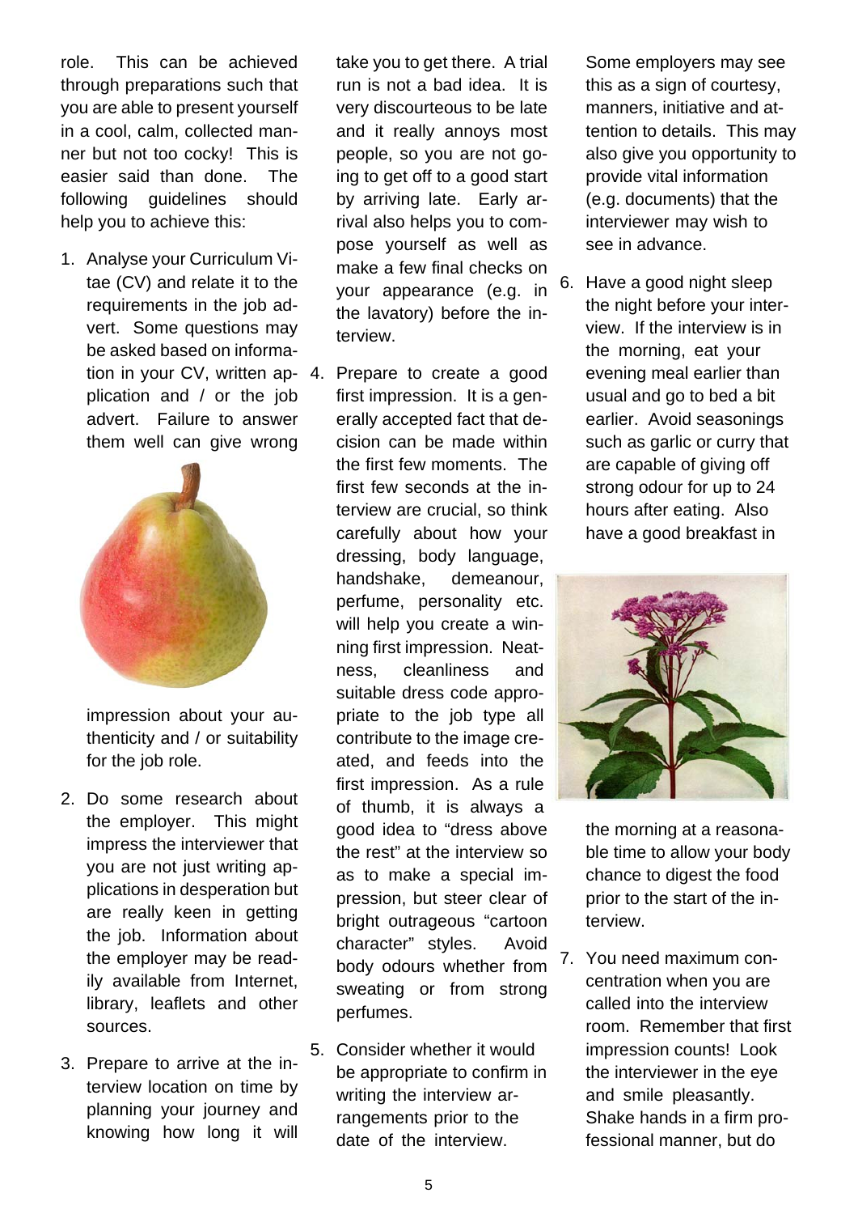role. This can be achieved through preparations such that you are able to present yourself in a cool, calm, collected manner but not too cocky! This is easier said than done. The following guidelines should help you to achieve this:

1. Analyse your Curriculum Vitae (CV) and relate it to the requirements in the job advert. Some questions may be asked based on information in your CV, written application and / or the job advert. Failure to answer them well can give wrong impression about your authenticity and / or suitability for the job role.

2. Do some research about the employer. This might impress the interviewer that you are not just writing applications in desperation but are really keen in getting the job. Information about the employer may be readily available from Internet, library, leaflets and other sources.

3. Prepare to arrive at the interview location on time by planning your journey and knowing how long it will take you to get there. A trial run is not a bad idea. It is very discourteous to be late and it really annoys most people, so you are not going to get off to a good start by arriving late. Early arrival also helps you to compose yourself as well as make a few final checks on your appearance (e.g. in the lavatory) before the interview.

4. Prepare to create a good first impression. It is a generally accepted fact that decision can be made within the first few moments. The first few seconds at the interview are crucial, so think carefully about how your dressing, body language, handshake, demeanour, perfume, personality etc. will help you create a winning first impression. Neatness, cleanliness and suitable dress code appropriate to the job type all contribute to the image created, and feeds into the first impression. As a rule of thumb, it is always a good idea to "dress above the rest" at the interview so as to make a special impression, but steer clear of bright outrageous "cartoon character" styles. Avoid body odours whether from sweating or from strong perfumes.

5. Consider whether it would be appropriate to confirm in writing the interview arrangements prior to the date of the interview. Some employers may see this as a sign of courtesy, manners, initiative and attention to details. This may also give you opportunity to provide vital information (e.g. documents) that the interviewer may wish to see in advance.

6. Have a good night sleep the night before your interview. If the interview is in the morning, eat your evening meal earlier than usual and go to bed a bit earlier. Avoid seasonings such as garlic or curry that are capable of giving off strong odour for up to 24 hours after eating. Also have a good breakfast in the morning at a reasonable time to allow your body chance to digest the food prior to the start of the interview.

7. You need maximum concentration when you are called into the interview room. Remember that first impression counts! Look the interviewer in the eye and smile pleasantly. Shake hands in a firm professional manner, but do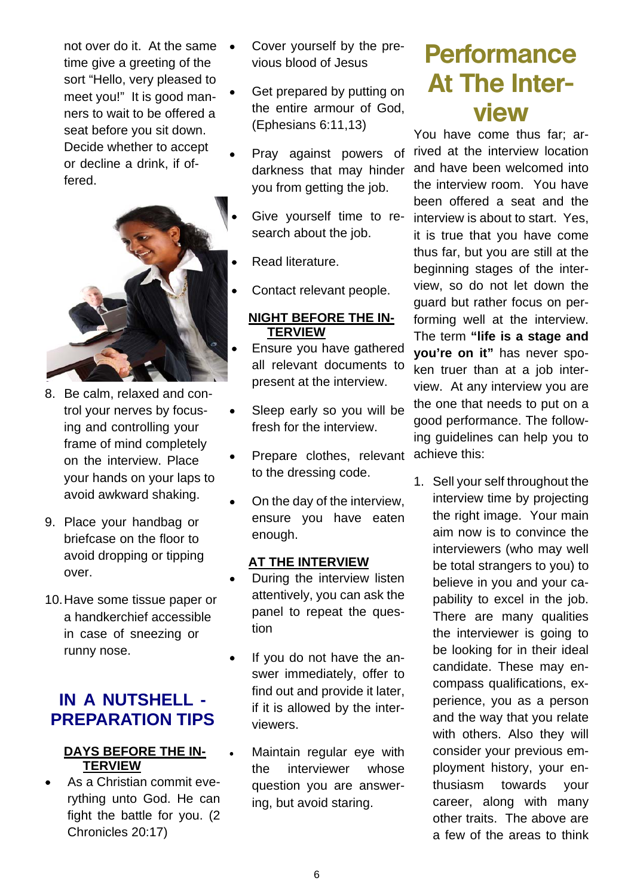not over do it. At the same time give a greeting of the sort "Hello, very pleased to meet you!" It is good manners to wait to be offered a seat before you sit down. Decide whether to accept or decline a drink, if offered.

8. Be calm, relaxed and control your nerves by focusing and controlling your frame of mind completely on the interview. Place your hands on your laps to avoid awkward shaking.
9. Place your handbag or briefcase on the floor to avoid dropping or tipping over.
10. Have some tissue paper or a handkerchief accessible in case of sneezing or runny nose.

## IN A NUTSHELL - PREPARATION TIPS

**DAYS BEFORE THE INTERVIEW**

- As a Christian commit everything unto God. He can fight the battle for you. (2 Chronicles 20:17)
- Cover yourself by the previous blood of Jesus
- Get prepared by putting on the entire armour of God, (Ephesians 6:11,13)
- Pray against powers of darkness that may hinder you from getting the job.
- Give yourself time to research about the job.
- Read literature.
- Contact relevant people.

**NIGHT BEFORE THE INTERVIEW**

- Ensure you have gathered all relevant documents to present at the interview.
- Sleep early so you will be fresh for the interview.
- Prepare clothes, relevant to the dressing code.
- On the day of the interview, ensure you have eaten enough.

**AT THE INTERVIEW**

- During the interview listen attentively, you can ask the panel to repeat the question
- If you do not have the answer immediately, offer to find out and provide it later, if it is allowed by the interviewers.
- Maintain regular eye with the interviewer whose question you are answering, but avoid staring.

# Performance At The Interview

You have come thus far; arrived at the interview location and have been welcomed into the interview room. You have been offered a seat and the interview is about to start. Yes, it is true that you have come thus far, but you are still at the beginning stages of the interview, so do not let down the guard but rather focus on performing well at the interview. The term **"life is a stage and you're on it"** has never spoken truer than at a job interview. At any interview you are the one that needs to put on a good performance. The following guidelines can help you to achieve this:

1. Sell your self throughout the interview time by projecting the right image. Your main aim now is to convince the interviewers (who may well be total strangers to you) to believe in you and your capability to excel in the job. There are many qualities the interviewer is going to be looking for in their ideal candidate. These may encompass qualifications, experience, you as a person and the way that you relate with others. Also they will consider your previous employment history, your enthusiasm towards your career, along with many other traits. The above are a few of the areas to think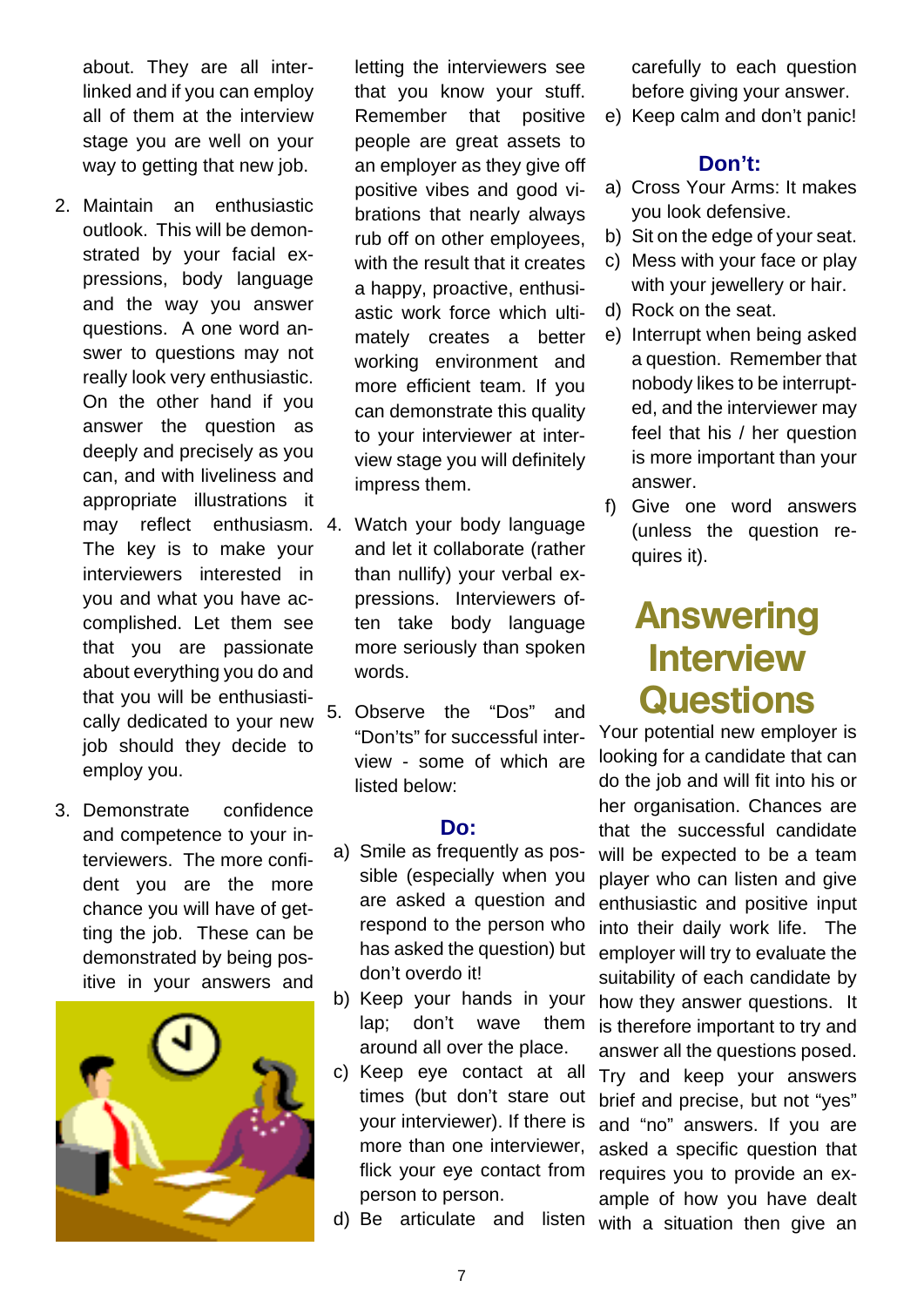about. They are all interlinked and if you can employ all of them at the interview stage you are well on your way to getting that new job.

2. Maintain an enthusiastic outlook. This will be demonstrated by your facial expressions, body language and the way you answer questions. A one word answer to questions may not really look very enthusiastic. On the other hand if you answer the question as deeply and precisely as you can, and with liveliness and appropriate illustrations it may reflect enthusiasm. The key is to make your interviewers interested in you and what you have accomplished. Let them see that you are passionate about everything you do and that you will be enthusiastically dedicated to your new job should they decide to employ you.

3. Demonstrate confidence and competence to your interviewers. The more confident you are the more chance you will have of getting the job. These can be demonstrated by being positive in your answers and letting the interviewers see that you know your stuff. Remember that positive people are great assets to an employer as they give off positive vibes and good vibrations that nearly always rub off on other employees, with the result that it creates a happy, proactive, enthusiastic work force which ultimately creates a better working environment and more efficient team. If you can demonstrate this quality to your interviewer at interview stage you will definitely impress them.

4. Watch your body language and let it collaborate (rather than nullify) your verbal expressions. Interviewers often take body language more seriously than spoken words.

5. Observe the "Dos" and "Don'ts" for successful interview - some of which are listed below:

**Do:**

a) Smile as frequently as possible (especially when you are asked a question and respond to the person who has asked the question) but don't overdo it!
b) Keep your hands in your lap; don't wave them around all over the place.
c) Keep eye contact at all times (but don't stare out your interviewer). If there is more than one interviewer, flick your eye contact from person to person.
d) Be articulate and listen carefully to each question before giving your answer.
e) Keep calm and don't panic!

**Don't:**

a) Cross Your Arms: It makes you look defensive.
b) Sit on the edge of your seat.
c) Mess with your face or play with your jewellery or hair.
d) Rock on the seat.
e) Interrupt when being asked a question. Remember that nobody likes to be interrupted, and the interviewer may feel that his / her question is more important than your answer.
f) Give one word answers (unless the question requires it).

# Answering Interview Questions

Your potential new employer is looking for a candidate that can do the job and will fit into his or her organisation. Chances are that the successful candidate will be expected to be a team player who can listen and give enthusiastic and positive input into their daily work life. The employer will try to evaluate the suitability of each candidate by how they answer questions. It is therefore important to try and answer all the questions posed. Try and keep your answers brief and precise, but not "yes" and "no" answers. If you are asked a specific question that requires you to provide an example of how you have dealt with a situation then give an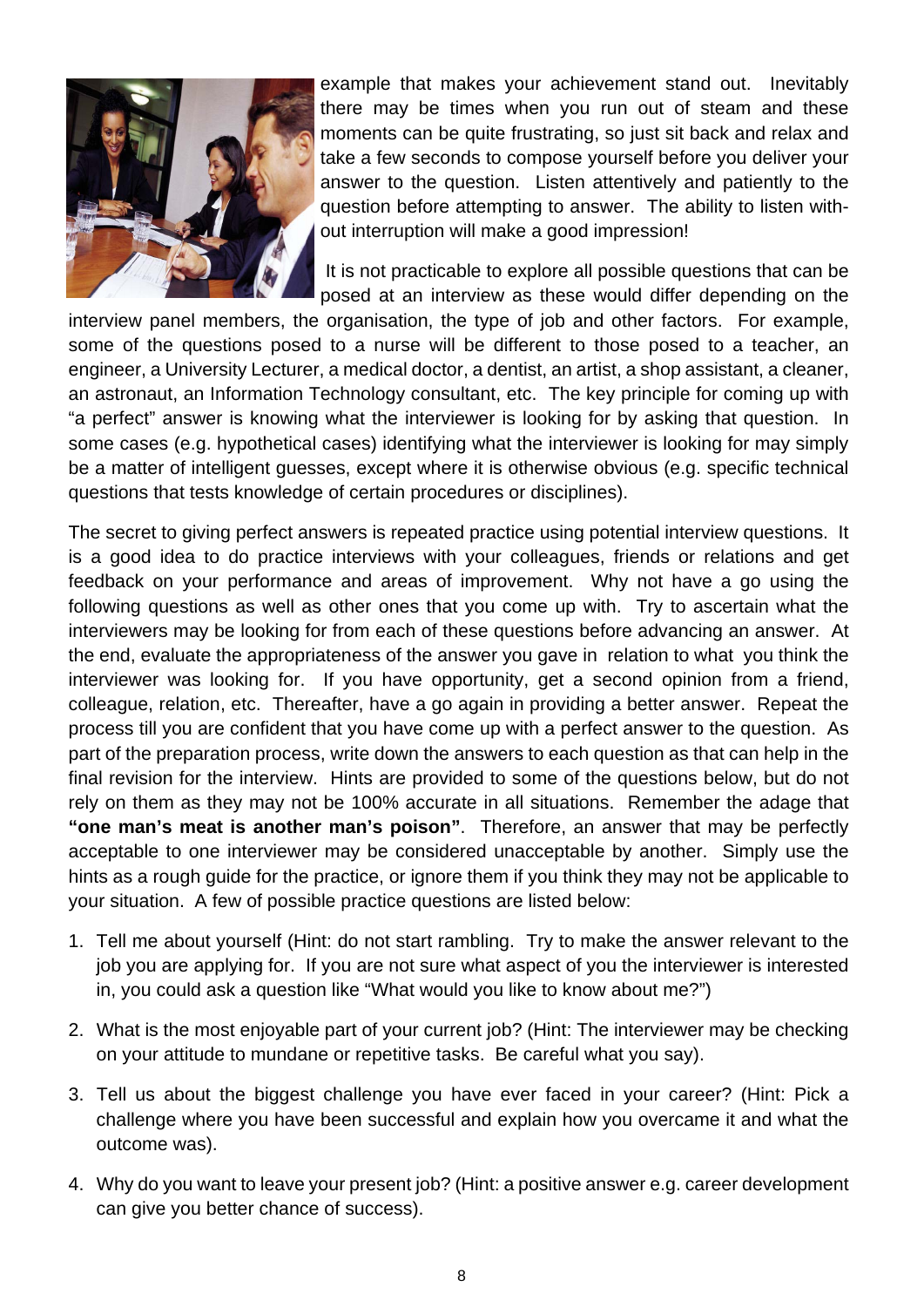example that makes your achievement stand out. Inevitably there may be times when you run out of steam and these moments can be quite frustrating, so just sit back and relax and take a few seconds to compose yourself before you deliver your answer to the question. Listen attentively and patiently to the question before attempting to answer. The ability to listen without interruption will make a good impression!

It is not practicable to explore all possible questions that can be posed at an interview as these would differ depending on the interview panel members, the organisation, the type of job and other factors. For example, some of the questions posed to a nurse will be different to those posed to a teacher, an engineer, a University Lecturer, a medical doctor, a dentist, an artist, a shop assistant, a cleaner, an astronaut, an Information Technology consultant, etc. The key principle for coming up with "a perfect" answer is knowing what the interviewer is looking for by asking that question. In some cases (e.g. hypothetical cases) identifying what the interviewer is looking for may simply be a matter of intelligent guesses, except where it is otherwise obvious (e.g. specific technical questions that tests knowledge of certain procedures or disciplines).

The secret to giving perfect answers is repeated practice using potential interview questions. It is a good idea to do practice interviews with your colleagues, friends or relations and get feedback on your performance and areas of improvement. Why not have a go using the following questions as well as other ones that you come up with. Try to ascertain what the interviewers may be looking for from each of these questions before advancing an answer. At the end, evaluate the appropriateness of the answer you gave in relation to what you think the interviewer was looking for. If you have opportunity, get a second opinion from a friend, colleague, relation, etc. Thereafter, have a go again in providing a better answer. Repeat the process till you are confident that you have come up with a perfect answer to the question. As part of the preparation process, write down the answers to each question as that can help in the final revision for the interview. Hints are provided to some of the questions below, but do not rely on them as they may not be 100% accurate in all situations. Remember the adage that **"one man's meat is another man's poison"**. Therefore, an answer that may be perfectly acceptable to one interviewer may be considered unacceptable by another. Simply use the hints as a rough guide for the practice, or ignore them if you think they may not be applicable to your situation. A few of possible practice questions are listed below:

1. Tell me about yourself (Hint: do not start rambling. Try to make the answer relevant to the job you are applying for. If you are not sure what aspect of you the interviewer is interested in, you could ask a question like "What would you like to know about me?")
2. What is the most enjoyable part of your current job? (Hint: The interviewer may be checking on your attitude to mundane or repetitive tasks. Be careful what you say).
3. Tell us about the biggest challenge you have ever faced in your career? (Hint: Pick a challenge where you have been successful and explain how you overcame it and what the outcome was).
4. Why do you want to leave your present job? (Hint: a positive answer e.g. career development can give you better chance of success).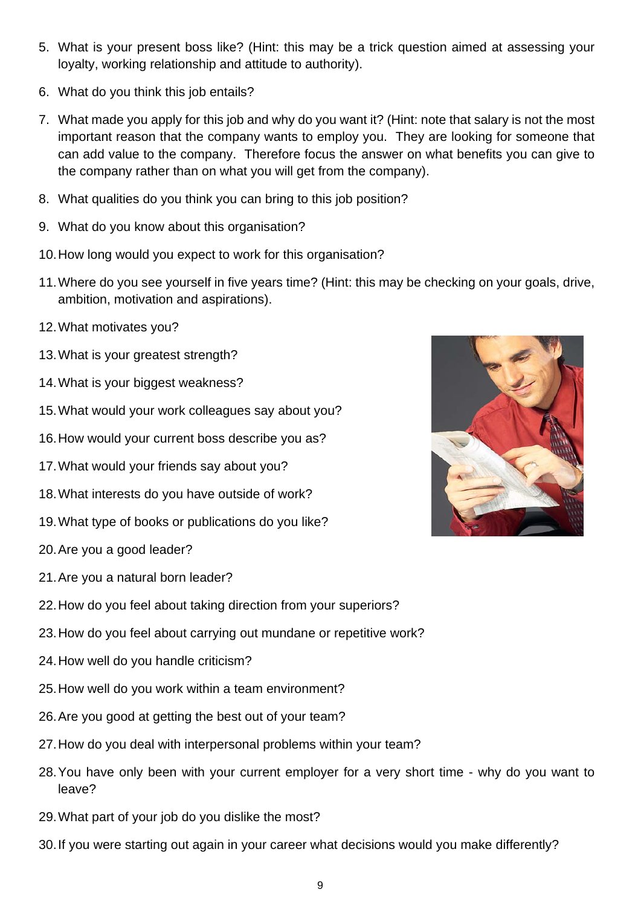5. What is your present boss like? (Hint: this may be a trick question aimed at assessing your loyalty, working relationship and attitude to authority).
6. What do you think this job entails?
7. What made you apply for this job and why do you want it? (Hint: note that salary is not the most important reason that the company wants to employ you. They are looking for someone that can add value to the company. Therefore focus the answer on what benefits you can give to the company rather than on what you will get from the company).
8. What qualities do you think you can bring to this job position?
9. What do you know about this organisation?
10. How long would you expect to work for this organisation?
11. Where do you see yourself in five years time? (Hint: this may be checking on your goals, drive, ambition, motivation and aspirations).
12. What motivates you?
13. What is your greatest strength?
14. What is your biggest weakness?
15. What would your work colleagues say about you?
16. How would your current boss describe you as?
17. What would your friends say about you?
18. What interests do you have outside of work?
19. What type of books or publications do you like?
20. Are you a good leader?
21. Are you a natural born leader?
22. How do you feel about taking direction from your superiors?
23. How do you feel about carrying out mundane or repetitive work?
24. How well do you handle criticism?
25. How well do you work within a team environment?
26. Are you good at getting the best out of your team?
27. How do you deal with interpersonal problems within your team?
28. You have only been with your current employer for a very short time - why do you want to leave?
29. What part of your job do you dislike the most?
30. If you were starting out again in your career what decisions would you make differently?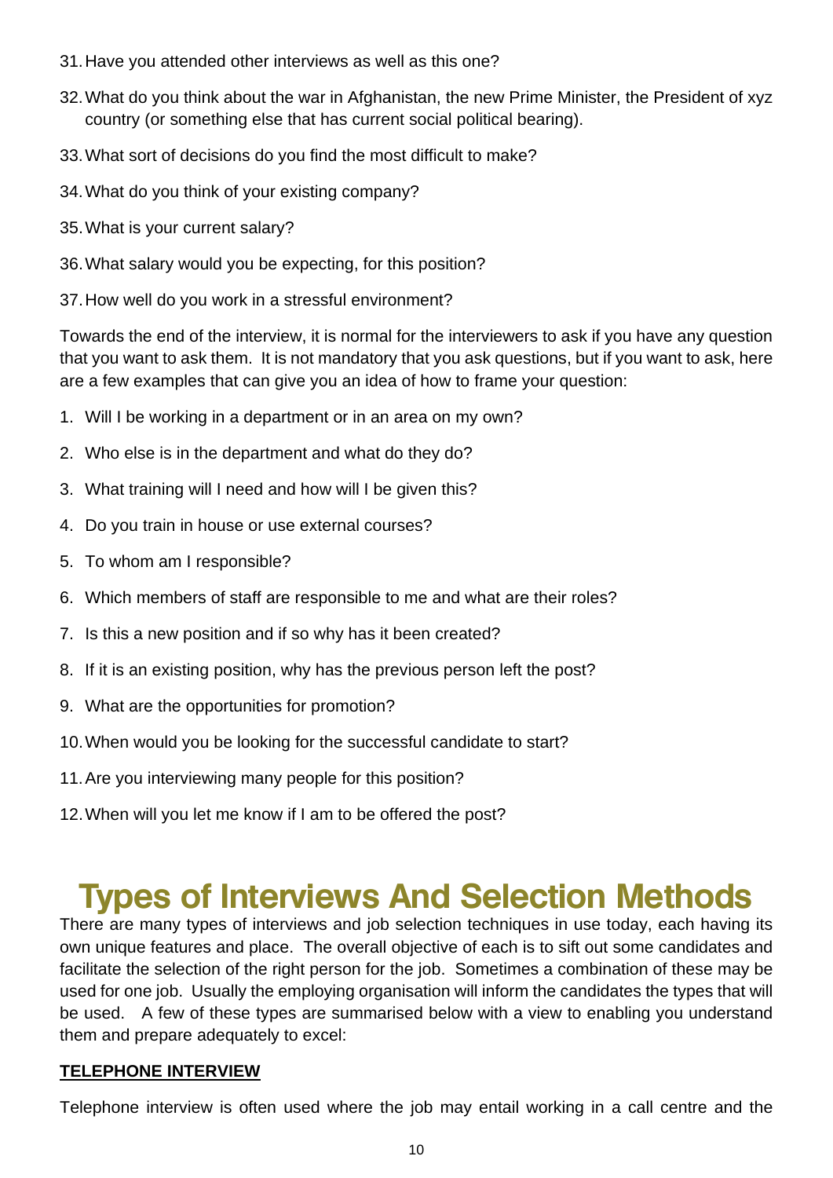31. Have you attended other interviews as well as this one?
32. What do you think about the war in Afghanistan, the new Prime Minister, the President of xyz country (or something else that has current social political bearing).
33. What sort of decisions do you find the most difficult to make?
34. What do you think of your existing company?
35. What is your current salary?
36. What salary would you be expecting, for this position?
37. How well do you work in a stressful environment?

Towards the end of the interview, it is normal for the interviewers to ask if you have any question that you want to ask them. It is not mandatory that you ask questions, but if you want to ask, here are a few examples that can give you an idea of how to frame your question:

1. Will I be working in a department or in an area on my own?
2. Who else is in the department and what do they do?
3. What training will I need and how will I be given this?
4. Do you train in house or use external courses?
5. To whom am I responsible?
6. Which members of staff are responsible to me and what are their roles?
7. Is this a new position and if so why has it been created?
8. If it is an existing position, why has the previous person left the post?
9. What are the opportunities for promotion?
10. When would you be looking for the successful candidate to start?
11. Are you interviewing many people for this position?
12. When will you let me know if I am to be offered the post?

# Types of Interviews And Selection Methods

There are many types of interviews and job selection techniques in use today, each having its own unique features and place. The overall objective of each is to sift out some candidates and facilitate the selection of the right person for the job. Sometimes a combination of these may be used for one job. Usually the employing organisation will inform the candidates the types that will be used. A few of these types are summarised below with a view to enabling you understand them and prepare adequately to excel:

**TELEPHONE INTERVIEW**

Telephone interview is often used where the job may entail working in a call centre and the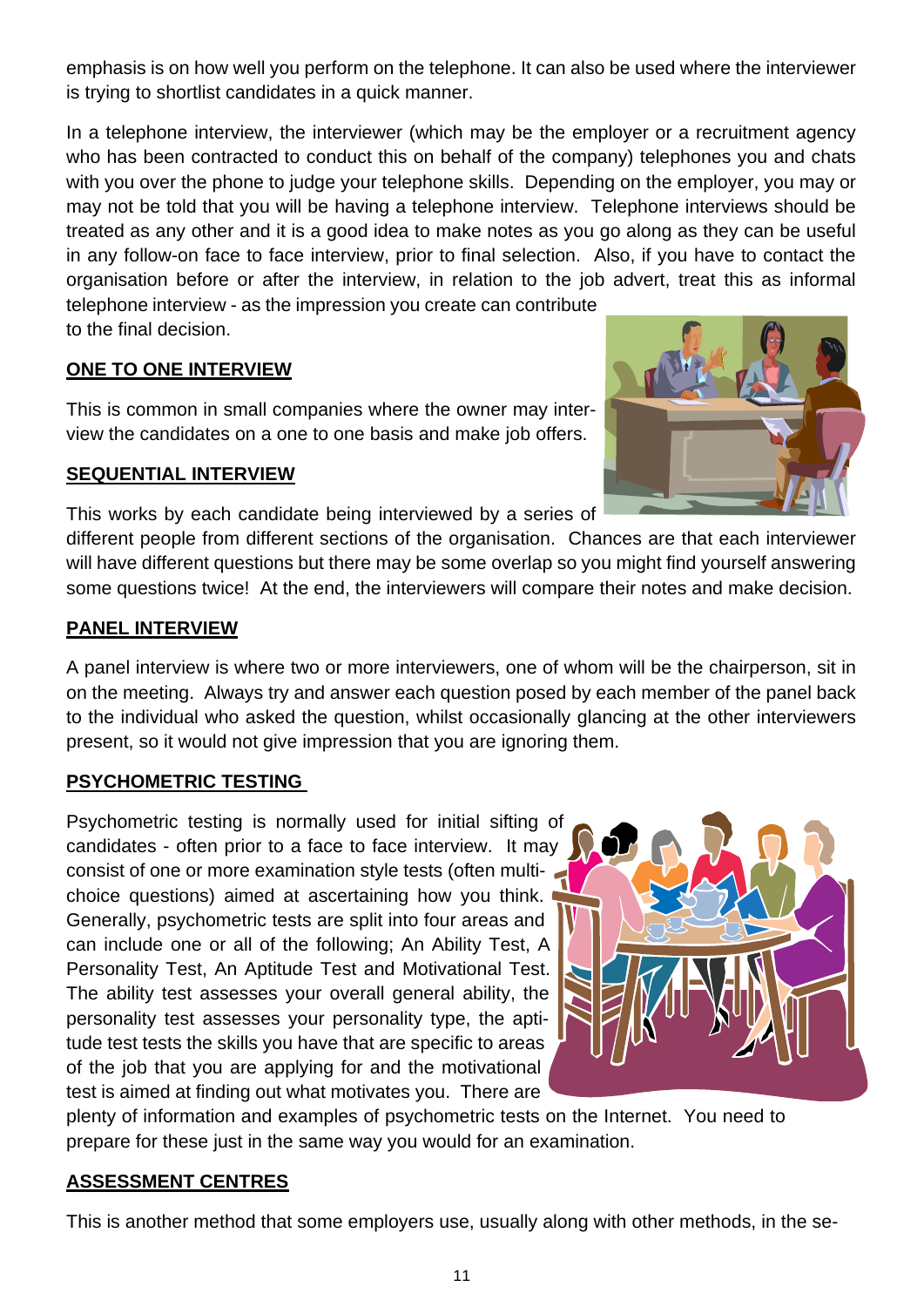emphasis is on how well you perform on the telephone. It can also be used where the interviewer is trying to shortlist candidates in a quick manner.

In a telephone interview, the interviewer (which may be the employer or a recruitment agency who has been contracted to conduct this on behalf of the company) telephones you and chats with you over the phone to judge your telephone skills. Depending on the employer, you may or may not be told that you will be having a telephone interview. Telephone interviews should be treated as any other and it is a good idea to make notes as you go along as they can be useful in any follow-on face to face interview, prior to final selection. Also, if you have to contact the organisation before or after the interview, in relation to the job advert, treat this as informal telephone interview - as the impression you create can contribute to the final decision.

## ONE TO ONE INTERVIEW

This is common in small companies where the owner may interview the candidates on a one to one basis and make job offers.

## SEQUENTIAL INTERVIEW

This works by each candidate being interviewed by a series of different people from different sections of the organisation. Chances are that each interviewer will have different questions but there may be some overlap so you might find yourself answering some questions twice! At the end, the interviewers will compare their notes and make decision.

## PANEL INTERVIEW

A panel interview is where two or more interviewers, one of whom will be the chairperson, sit in on the meeting. Always try and answer each question posed by each member of the panel back to the individual who asked the question, whilst occasionally glancing at the other interviewers present, so it would not give impression that you are ignoring them.

## PSYCHOMETRIC TESTING

Psychometric testing is normally used for initial sifting of candidates - often prior to a face to face interview. It may consist of one or more examination style tests (often multi-choice questions) aimed at ascertaining how you think. Generally, psychometric tests are split into four areas and can include one or all of the following; An Ability Test, A Personality Test, An Aptitude Test and Motivational Test. The ability test assesses your overall general ability, the personality test assesses your personality type, the aptitude test tests the skills you have that are specific to areas of the job that you are applying for and the motivational test is aimed at finding out what motivates you. There are plenty of information and examples of psychometric tests on the Internet. You need to prepare for these just in the same way you would for an examination.

## ASSESSMENT CENTRES

This is another method that some employers use, usually along with other methods, in the se-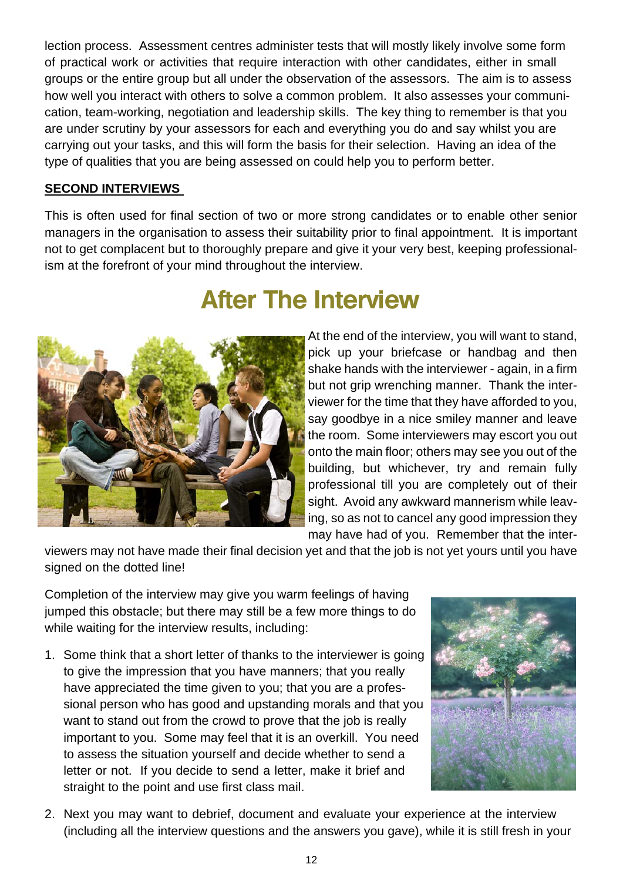lection process. Assessment centres administer tests that will mostly likely involve some form of practical work or activities that require interaction with other candidates, either in small groups or the entire group but all under the observation of the assessors. The aim is to assess how well you interact with others to solve a common problem. It also assesses your communication, team-working, negotiation and leadership skills. The key thing to remember is that you are under scrutiny by your assessors for each and everything you do and say whilst you are carrying out your tasks, and this will form the basis for their selection. Having an idea of the type of qualities that you are being assessed on could help you to perform better.

**SECOND INTERVIEWS**

This is often used for final section of two or more strong candidates or to enable other senior managers in the organisation to assess their suitability prior to final appointment. It is important not to get complacent but to thoroughly prepare and give it your very best, keeping professionalism at the forefront of your mind throughout the interview.

# After The Interview

At the end of the interview, you will want to stand, pick up your briefcase or handbag and then shake hands with the interviewer - again, in a firm but not grip wrenching manner. Thank the interviewer for the time that they have afforded to you, say goodbye in a nice smiley manner and leave the room. Some interviewers may escort you out onto the main floor; others may see you out of the building, but whichever, try and remain fully professional till you are completely out of their sight. Avoid any awkward mannerism while leaving, so as not to cancel any good impression they may have had of you. Remember that the interviewers may not have made their final decision yet and that the job is not yet yours until you have signed on the dotted line!

Completion of the interview may give you warm feelings of having jumped this obstacle; but there may still be a few more things to do while waiting for the interview results, including:

1. Some think that a short letter of thanks to the interviewer is going to give the impression that you have manners; that you really have appreciated the time given to you; that you are a professional person who has good and upstanding morals and that you want to stand out from the crowd to prove that the job is really important to you. Some may feel that it is an overkill. You need to assess the situation yourself and decide whether to send a letter or not. If you decide to send a letter, make it brief and straight to the point and use first class mail.

2. Next you may want to debrief, document and evaluate your experience at the interview (including all the interview questions and the answers you gave), while it is still fresh in your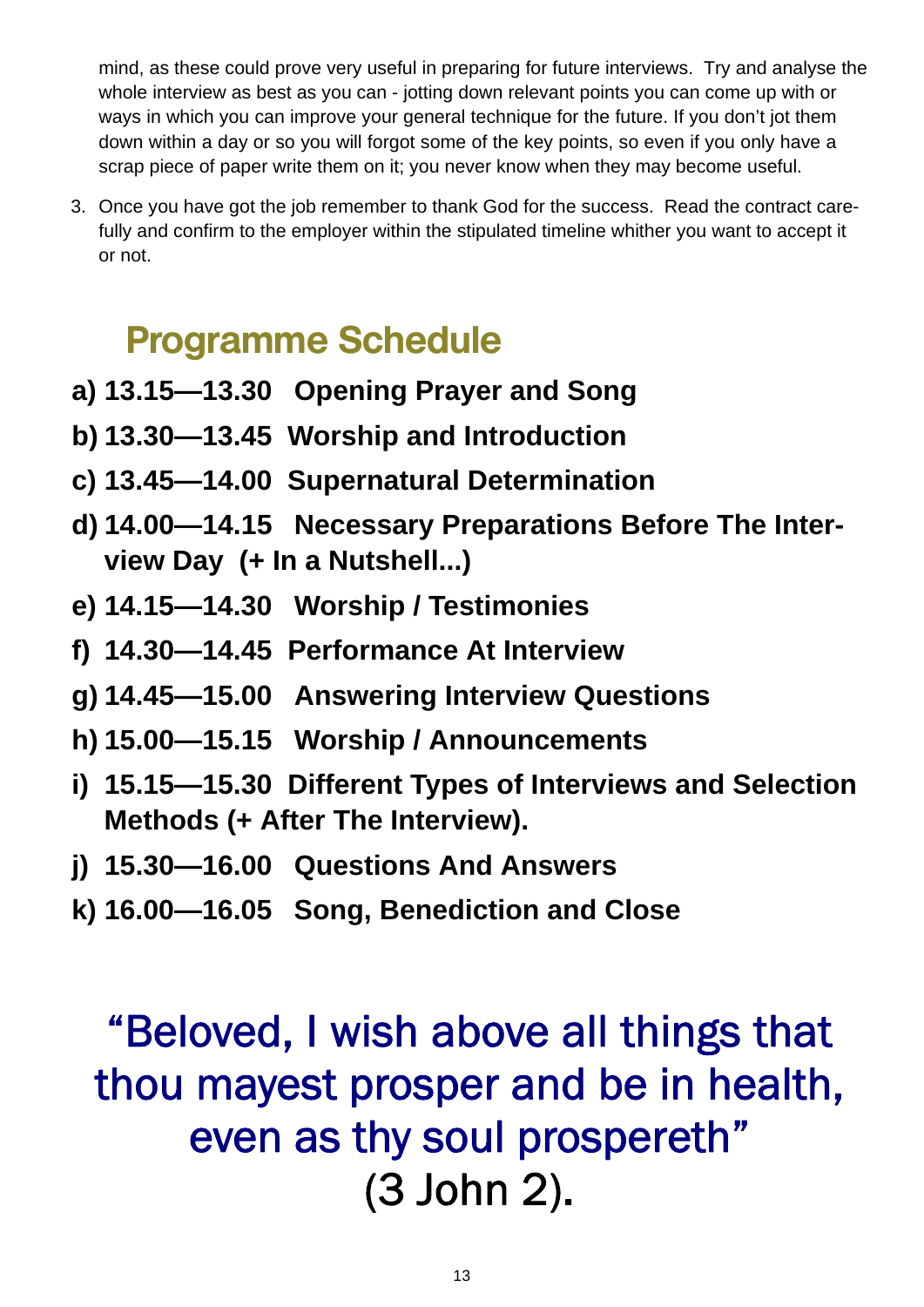mind, as these could prove very useful in preparing for future interviews. Try and analyse the whole interview as best as you can - jotting down relevant points you can come up with or ways in which you can improve your general technique for the future. If you don't jot them down within a day or so you will forgot some of the key points, so even if you only have a scrap piece of paper write them on it; you never know when they may become useful.

3. Once you have got the job remember to thank God for the success. Read the contract carefully and confirm to the employer within the stipulated timeline whither you want to accept it or not.

## Programme Schedule

**a) 13.15—13.30 Opening Prayer and Song**

**b) 13.30—13.45 Worship and Introduction**

**c) 13.45—14.00 Supernatural Determination**

**d) 14.00—14.15 Necessary Preparations Before The Interview Day (+ In a Nutshell...)**

**e) 14.15—14.30 Worship / Testimonies**

**f) 14.30—14.45 Performance At Interview**

**g) 14.45—15.00 Answering Interview Questions**

**h) 15.00—15.15 Worship / Announcements**

**i) 15.15—15.30 Different Types of Interviews and Selection Methods (+ After The Interview).**

**j) 15.30—16.00 Questions And Answers**

**k) 16.00—16.05 Song, Benediction and Close**

"Beloved, I wish above all things that thou mayest prosper and be in health, even as thy soul prospereth" (3 John 2).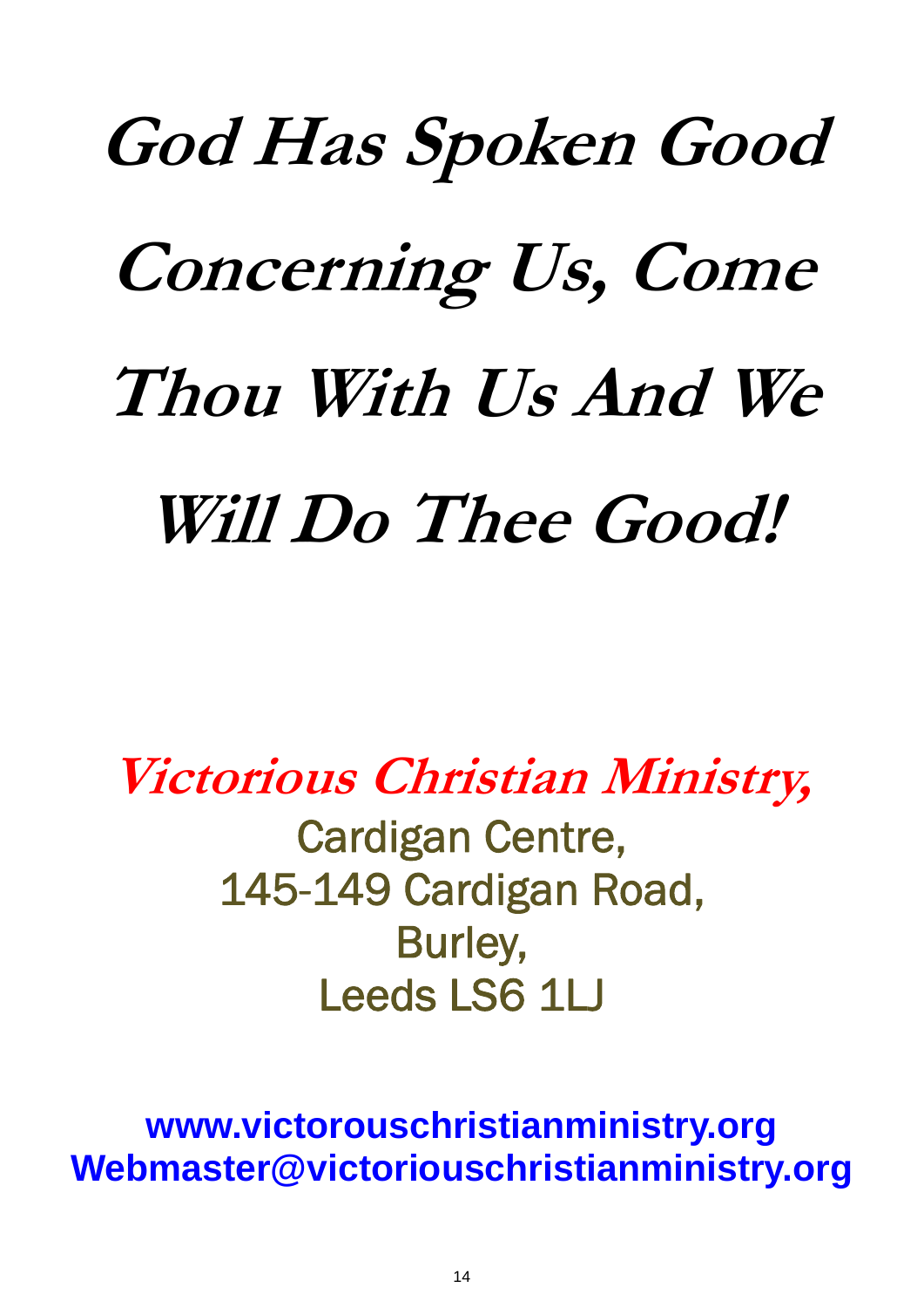# God Has Spoken Good Concerning Us, Come Thou With Us And We Will Do Thee Good!

**Victorious Christian Ministry,**

Cardigan Centre,
145-149 Cardigan Road,
Burley,
Leeds LS6 1LJ

**www.victorouschristianministry.org**
**Webmaster@victoriouschristianministry.org**